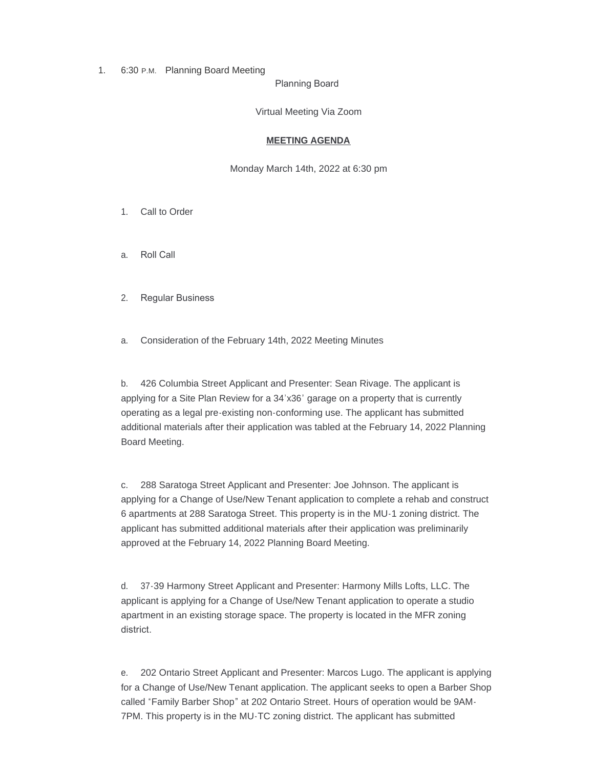1. 6:30 P.M. Planning Board Meeting

Planning Board

Virtual Meeting Via Zoom

**MEETING AGENDA**

Monday March 14th, 2022 at 6:30 pm

1. Call to Order

a. Roll Call

2. Regular Business

a. Consideration of the February 14th, 2022 Meeting Minutes

b. 426 Columbia Street Applicant and Presenter: Sean Rivage. The applicant is applying for a Site Plan Review for a 34'x36' garage on a property that is currently operating as a legal pre-existing non-conforming use. The applicant has submitted additional materials after their application was tabled at the February 14, 2022 Planning Board Meeting.

c. 288 Saratoga Street Applicant and Presenter: Joe Johnson. The applicant is applying for a Change of Use/New Tenant application to complete a rehab and construct 6 apartments at 288 Saratoga Street. This property is in the MU-1 zoning district. The applicant has submitted additional materials after their application was preliminarily approved at the February 14, 2022 Planning Board Meeting.

d. 37-39 Harmony Street Applicant and Presenter: Harmony Mills Lofts, LLC. The applicant is applying for a Change of Use/New Tenant application to operate a studio apartment in an existing storage space. The property is located in the MFR zoning district.

e. 202 Ontario Street Applicant and Presenter: Marcos Lugo. The applicant is applying for a Change of Use/New Tenant application. The applicant seeks to open a Barber Shop called "Family Barber Shop" at 202 Ontario Street. Hours of operation would be 9AM-7PM. This property is in the MU-TC zoning district. The applicant has submitted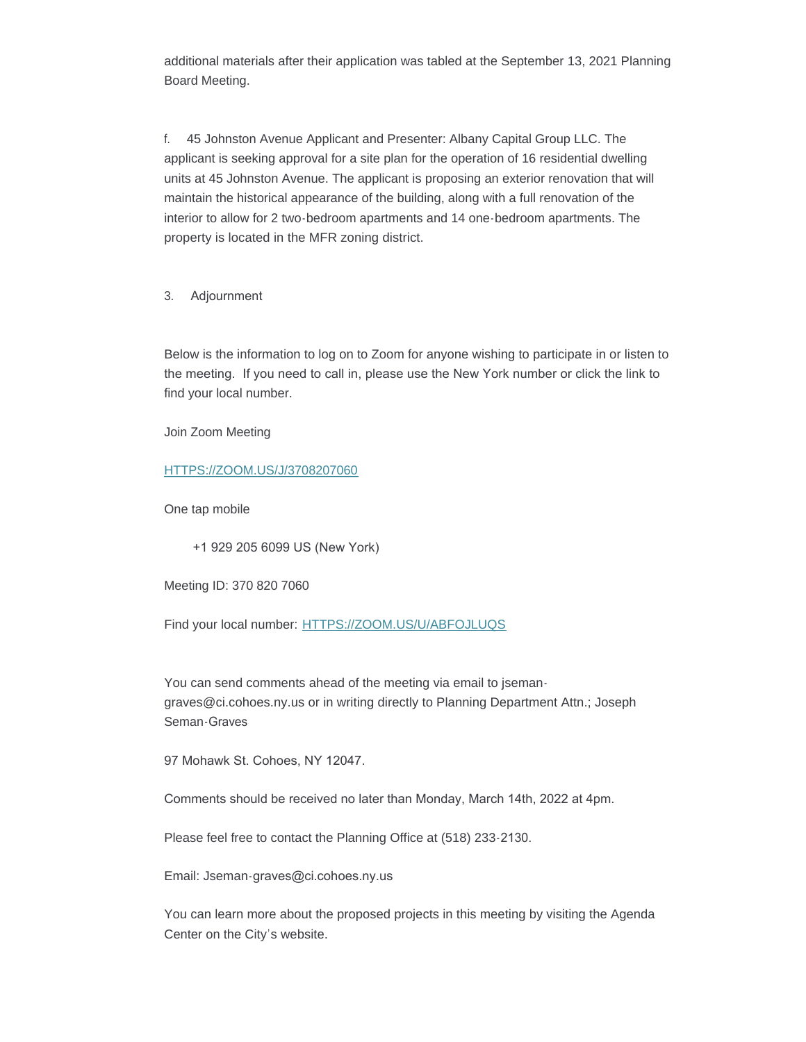additional materials after their application was tabled at the September 13, 2021 Planning Board Meeting.

f. 45 Johnston Avenue Applicant and Presenter: Albany Capital Group LLC. The applicant is seeking approval for a site plan for the operation of 16 residential dwelling units at 45 Johnston Avenue. The applicant is proposing an exterior renovation that will maintain the historical appearance of the building, along with a full renovation of the interior to allow for 2 two-bedroom apartments and 14 one-bedroom apartments. The property is located in the MFR zoning district.

3. Adjournment

Below is the information to log on to Zoom for anyone wishing to participate in or listen to the meeting. If you need to call in, please use the New York number or click the link to find your local number.

Join Zoom Meeting

[HTTPS://ZOOM.US/J/3708207060](HTTPS://ZOOM.US/J/3708207060)

One tap mobile

+1 929 205 6099 US (New York)

Meeting ID: 370 820 7060

Find your local number: [HTTPS://ZOOM.US/U/ABFOJLUQS](HTTPS://ZOOM.US/U/ABFOJLUQS)

You can send comments ahead of the meeting via email to jseman-graves@ci.cohoes.ny.us or in writing directly to Planning Department Attn.; Joseph Seman-Graves

97 Mohawk St. Cohoes, NY 12047.

Comments should be received no later than Monday, March 14th, 2022 at 4pm.

Please feel free to contact the Planning Office at (518) 233-2130.

Email: Jseman-graves@ci.cohoes.ny.us

You can learn more about the proposed projects in this meeting by visiting the Agenda Center on the City's website.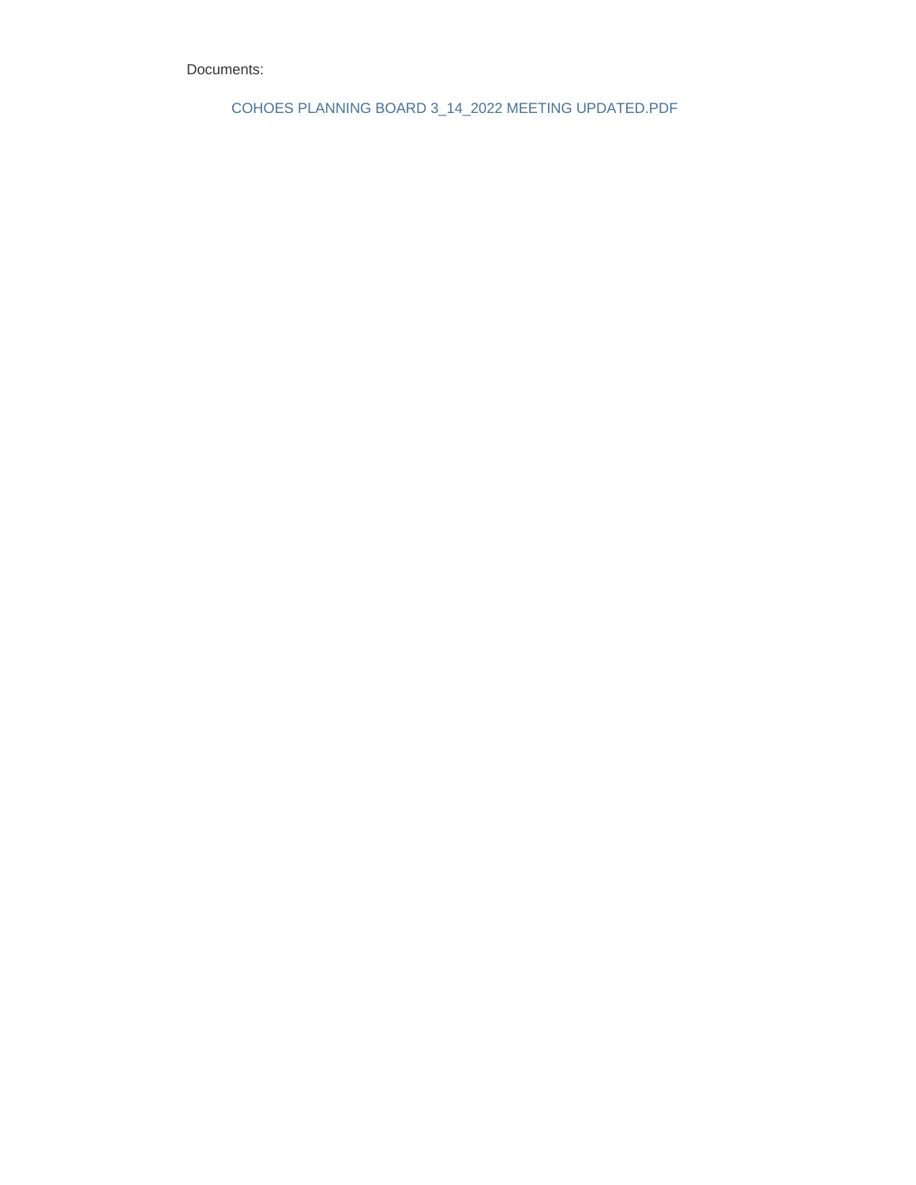Documents:

COHOES PLANNING BOARD 3_14_2022 MEETING UPDATED.PDF